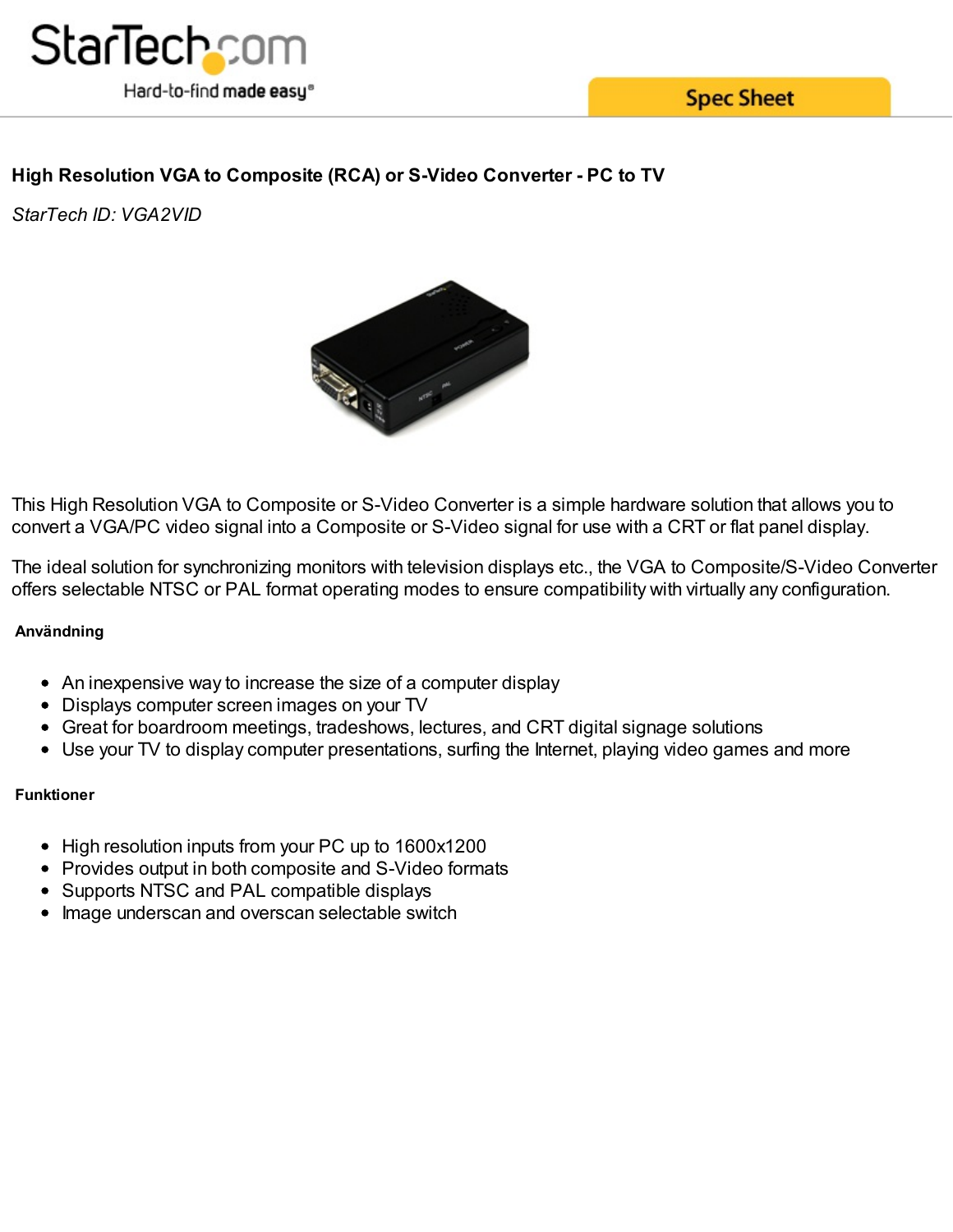# High Resolution VGA to Composite (RCA) or S-Video Converter - PC to TV

*StarTech ID: VGA2VID*

This High Resolution VGA to Composite or S-Video Converter is a simple hardware solution that allows you to convert a VGA/PC video signal into a Composite or S-Video signal for use with a CRT or flat panel display.

The ideal solution for synchronizing monitors with television displays etc., the VGA to Composite/S-Video Converter offers selectable NTSC or PAL format operating modes to ensure compatibility with virtually any configuration.

### Användning

- An inexpensive way to increase the size of a computer display
- Displays computer screen images on your TV
- Great for boardroom meetings, tradeshows, lectures, and CRT digital signage solutions
- Use your TV to display computer presentations, surfing the Internet, playing video games and more

### Funktioner

- High resolution inputs from your PC up to 1600x1200
- Provides output in both composite and S-Video formats
- Supports NTSC and PAL compatible displays
- Image underscan and overscan selectable switch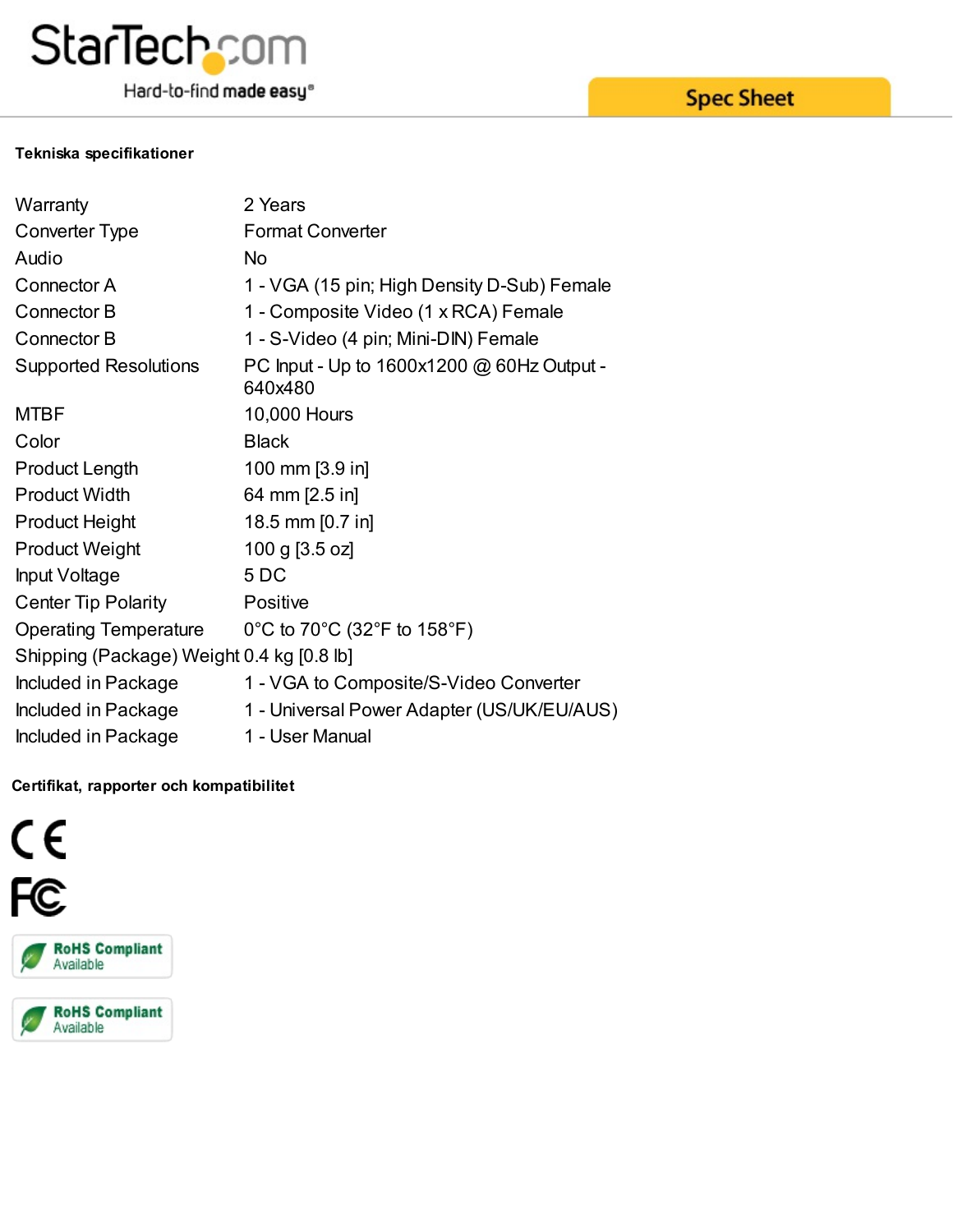## Tekniska specifikationer

| | |
|---|---|
| Warranty | 2 Years |
| Converter Type | Format Converter |
| Audio | No |
| Connector A | 1 - VGA (15 pin; High Density D-Sub) Female |
| Connector B | 1 - Composite Video (1 x RCA) Female |
| Connector B | 1 - S-Video (4 pin; Mini-DIN) Female |
| Supported Resolutions | PC Input - Up to 1600x1200 @ 60Hz Output - 640x480 |
| MTBF | 10,000 Hours |
| Color | Black |
| Product Length | 100 mm [3.9 in] |
| Product Width | 64 mm [2.5 in] |
| Product Height | 18.5 mm [0.7 in] |
| Product Weight | 100 g [3.5 oz] |
| Input Voltage | 5 DC |
| Center Tip Polarity | Positive |
| Operating Temperature | 0°C to 70°C (32°F to 158°F) |
| Shipping (Package) Weight | 0.4 kg [0.8 lb] |
| Included in Package | 1 - VGA to Composite/S-Video Converter |
| Included in Package | 1 - Universal Power Adapter (US/UK/EU/AUS) |
| Included in Package | 1 - User Manual |

## Certifikat, rapporter och kompatibilitet

CE

FC

RoHS Compliant Available

RoHS Compliant Available